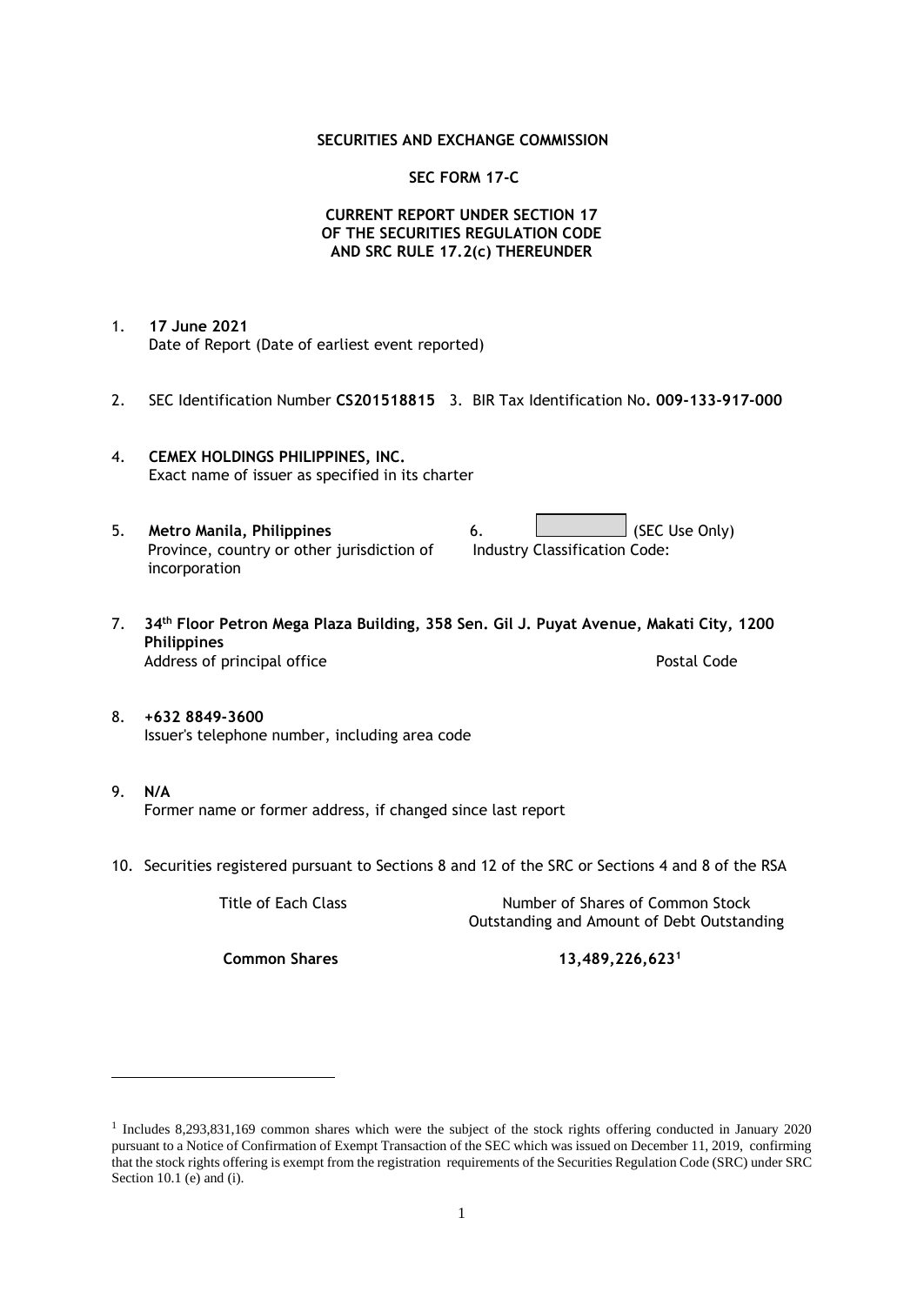**SECURITIES AND EXCHANGE COMMISSION**

**SEC FORM 17-C**

**CURRENT REPORT UNDER SECTION 17**
**OF THE SECURITIES REGULATION CODE**
**AND SRC RULE 17.2(c) THEREUNDER**

1. **17 June 2021**
   Date of Report (Date of earliest event reported)

2. SEC Identification Number **CS201518815** 3. BIR Tax Identification No**. 009-133-917-000**

4. **CEMEX HOLDINGS PHILIPPINES, INC.**
   Exact name of issuer as specified in its charter

5. **Metro Manila, Philippines**
   Province, country or other jurisdiction of incorporation

6. (SEC Use Only)
   Industry Classification Code:

7. **34th Floor Petron Mega Plaza Building, 358 Sen. Gil J. Puyat Avenue, Makati City, 1200 Philippines**
   Address of principal office Postal Code

8. **+632 8849-3600**
   Issuer's telephone number, including area code

9. **N/A**
   Former name or former address, if changed since last report

10. Securities registered pursuant to Sections 8 and 12 of the SRC or Sections 4 and 8 of the RSA

| Title of Each Class | Number of Shares of Common Stock Outstanding and Amount of Debt Outstanding |
|---|---|
| **Common Shares** | **13,489,226,623**[1] |

[1] Includes 8,293,831,169 common shares which were the subject of the stock rights offering conducted in January 2020 pursuant to a Notice of Confirmation of Exempt Transaction of the SEC which was issued on December 11, 2019, confirming that the stock rights offering is exempt from the registration requirements of the Securities Regulation Code (SRC) under SRC Section 10.1 (e) and (i).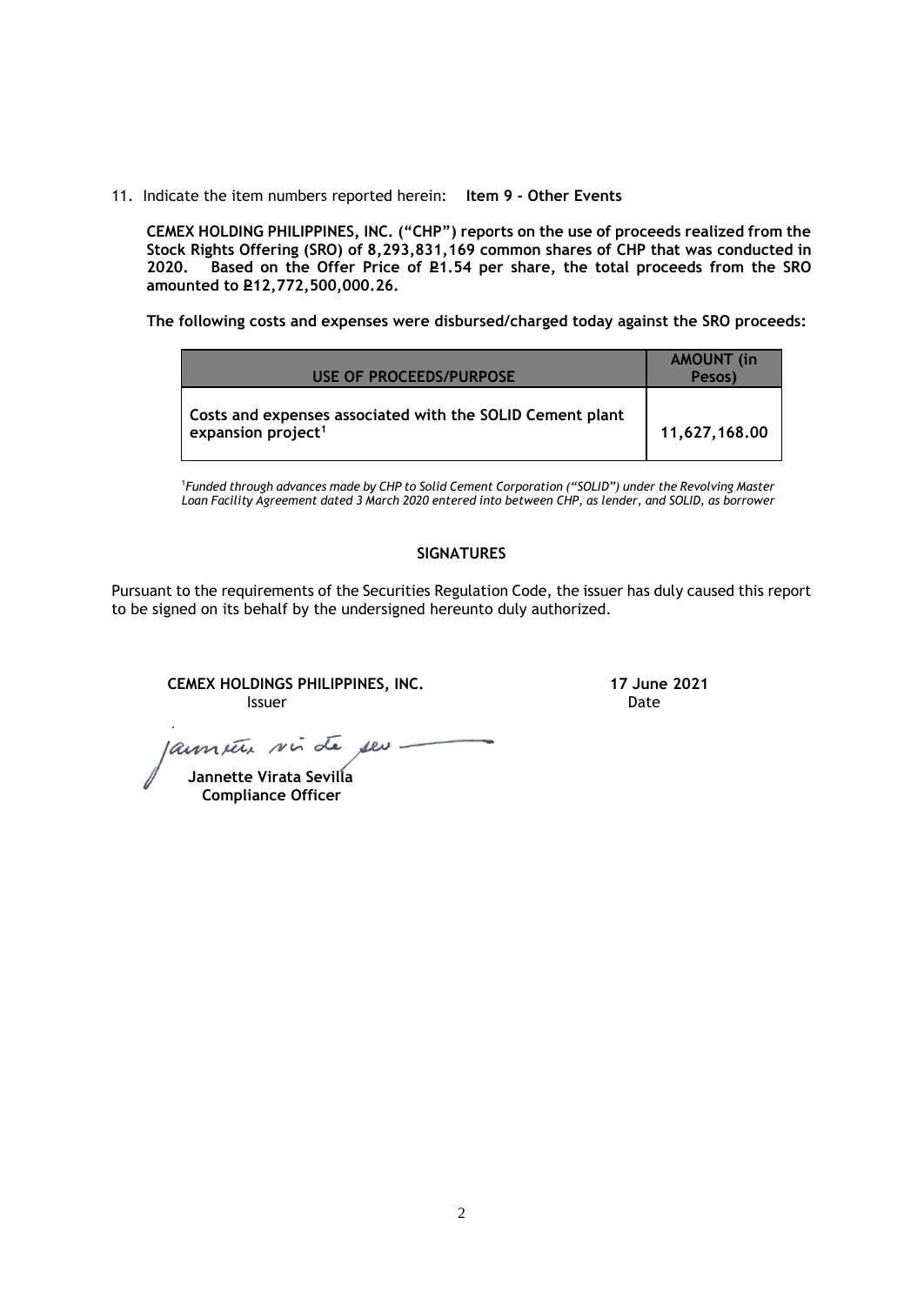11. Indicate the item numbers reported herein: **Item 9 - Other Events**

**CEMEX HOLDING PHILIPPINES, INC. ("CHP") reports on the use of proceeds realized from the Stock Rights Offering (SRO) of 8,293,831,169 common shares of CHP that was conducted in 2020. Based on the Offer Price of ₽1.54 per share, the total proceeds from the SRO amounted to ₽12,772,500,000.26.**

**The following costs and expenses were disbursed/charged today against the SRO proceeds:**

| USE OF PROCEEDS/PURPOSE | AMOUNT (in Pesos) |
|---|---|
| Costs and expenses associated with the SOLID Cement plant expansion project[1] | 11,627,168.00 |

[1] *Funded through advances made by CHP to Solid Cement Corporation ("SOLID") under the Revolving Master Loan Facility Agreement dated 3 March 2020 entered into between CHP, as lender, and SOLID, as borrower*

**SIGNATURES**

Pursuant to the requirements of the Securities Regulation Code, the issuer has duly caused this report to be signed on its behalf by the undersigned hereunto duly authorized.

**CEMEX HOLDINGS PHILIPPINES, INC.**
Issuer

**17 June 2021**
Date

**Jannette Virata Sevilla**
**Compliance Officer**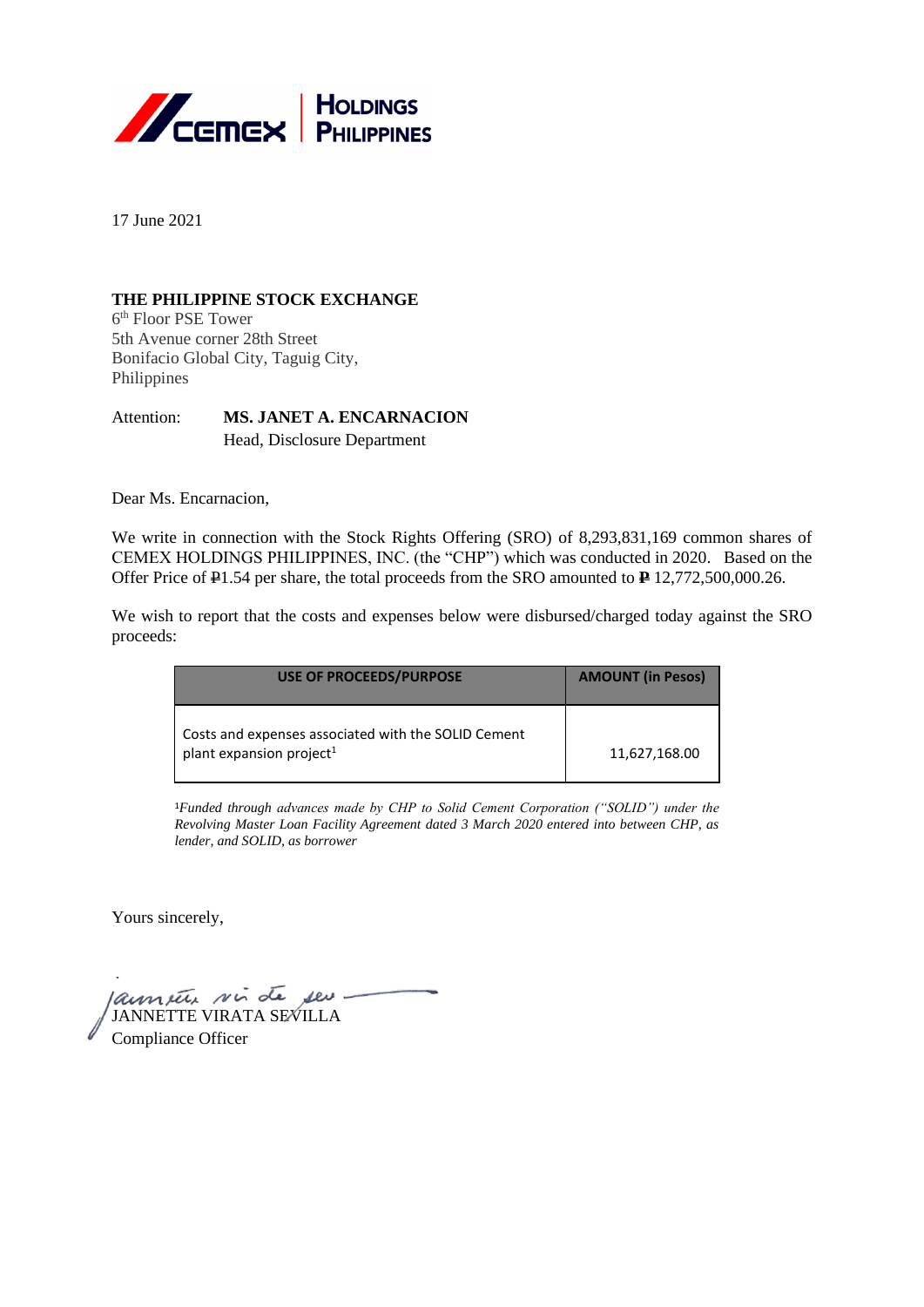17 June 2021

**THE PHILIPPINE STOCK EXCHANGE**
6th Floor PSE Tower
5th Avenue corner 28th Street
Bonifacio Global City, Taguig City,
Philippines

Attention: **MS. JANET A. ENCARNACION**
Head, Disclosure Department

Dear Ms. Encarnacion,

We write in connection with the Stock Rights Offering (SRO) of 8,293,831,169 common shares of CEMEX HOLDINGS PHILIPPINES, INC. (the "CHP") which was conducted in 2020. Based on the Offer Price of ₱1.54 per share, the total proceeds from the SRO amounted to ₱ 12,772,500,000.26.

We wish to report that the costs and expenses below were disbursed/charged today against the SRO proceeds:

| USE OF PROCEEDS/PURPOSE | AMOUNT (in Pesos) |
|---|---|
| Costs and expenses associated with the SOLID Cement plant expansion project[1] | 11,627,168.00 |

[1]*Funded through advances made by CHP to Solid Cement Corporation ("SOLID") under the Revolving Master Loan Facility Agreement dated 3 March 2020 entered into between CHP, as lender, and SOLID, as borrower*

Yours sincerely,

JANNETTE VIRATA SEVILLA
Compliance Officer